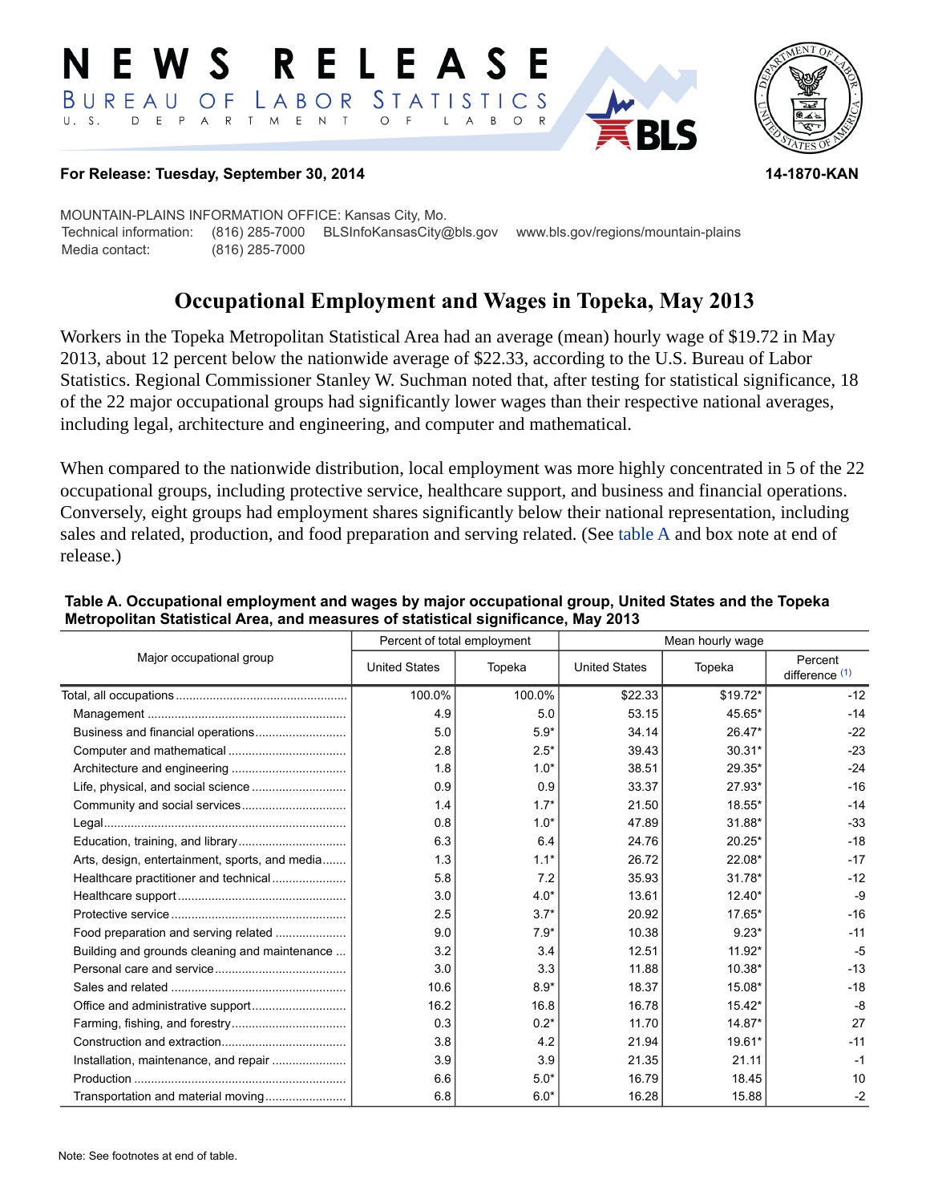# NEWS RELEASE

BUREAU OF LABOR STATISTICS

U. S. DEPARTMENT OF LABOR

**For Release: Tuesday, September 30, 2014** **14-1870-KAN**

MOUNTAIN-PLAINS INFORMATION OFFICE: Kansas City, Mo.

Technical information: (816) 285-7000 BLSInfoKansasCity@bls.gov www.bls.gov/regions/mountain-plains

Media contact: (816) 285-7000

## Occupational Employment and Wages in Topeka, May 2013

Workers in the Topeka Metropolitan Statistical Area had an average (mean) hourly wage of $19.72 in May 2013, about 12 percent below the nationwide average of $22.33, according to the U.S. Bureau of Labor Statistics. Regional Commissioner Stanley W. Suchman noted that, after testing for statistical significance, 18 of the 22 major occupational groups had significantly lower wages than their respective national averages, including legal, architecture and engineering, and computer and mathematical.

When compared to the nationwide distribution, local employment was more highly concentrated in 5 of the 22 occupational groups, including protective service, healthcare support, and business and financial operations. Conversely, eight groups had employment shares significantly below their national representation, including sales and related, production, and food preparation and serving related. (See table A and box note at end of release.)

**Table A. Occupational employment and wages by major occupational group, United States and the Topeka Metropolitan Statistical Area, and measures of statistical significance, May 2013**

| Major occupational group | Percent of total employment | | Mean hourly wage | | |
|---|---|---|---|---|---|
| | United States | Topeka | United States | Topeka | Percent difference (1) |
| Total, all occupations | 100.0% | 100.0% | $22.33 | $19.72* | -12 |
| Management | 4.9 | 5.0 | 53.15 | 45.65* | -14 |
| Business and financial operations | 5.0 | 5.9* | 34.14 | 26.47* | -22 |
| Computer and mathematical | 2.8 | 2.5* | 39.43 | 30.31* | -23 |
| Architecture and engineering | 1.8 | 1.0* | 38.51 | 29.35* | -24 |
| Life, physical, and social science | 0.9 | 0.9 | 33.37 | 27.93* | -16 |
| Community and social services | 1.4 | 1.7* | 21.50 | 18.55* | -14 |
| Legal | 0.8 | 1.0* | 47.89 | 31.88* | -33 |
| Education, training, and library | 6.3 | 6.4 | 24.76 | 20.25* | -18 |
| Arts, design, entertainment, sports, and media | 1.3 | 1.1* | 26.72 | 22.08* | -17 |
| Healthcare practitioner and technical | 5.8 | 7.2 | 35.93 | 31.78* | -12 |
| Healthcare support | 3.0 | 4.0* | 13.61 | 12.40* | -9 |
| Protective service | 2.5 | 3.7* | 20.92 | 17.65* | -16 |
| Food preparation and serving related | 9.0 | 7.9* | 10.38 | 9.23* | -11 |
| Building and grounds cleaning and maintenance | 3.2 | 3.4 | 12.51 | 11.92* | -5 |
| Personal care and service | 3.0 | 3.3 | 11.88 | 10.38* | -13 |
| Sales and related | 10.6 | 8.9* | 18.37 | 15.08* | -18 |
| Office and administrative support | 16.2 | 16.8 | 16.78 | 15.42* | -8 |
| Farming, fishing, and forestry | 0.3 | 0.2* | 11.70 | 14.87* | 27 |
| Construction and extraction | 3.8 | 4.2 | 21.94 | 19.61* | -11 |
| Installation, maintenance, and repair | 3.9 | 3.9 | 21.35 | 21.11 | -1 |
| Production | 6.6 | 5.0* | 16.79 | 18.45 | 10 |
| Transportation and material moving | 6.8 | 6.0* | 16.28 | 15.88 | -2 |

Note: See footnotes at end of table.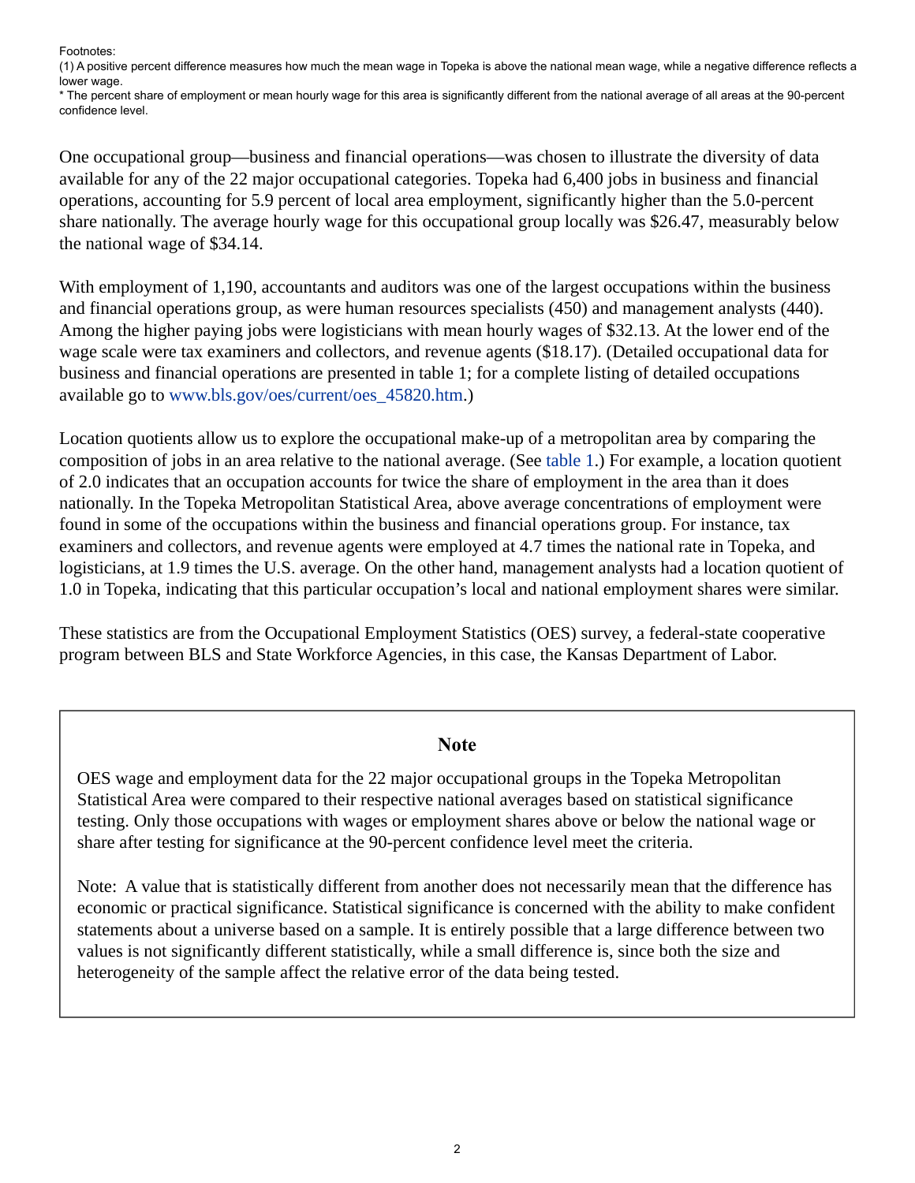Footnotes:
(1) A positive percent difference measures how much the mean wage in Topeka is above the national mean wage, while a negative difference reflects a lower wage.
* The percent share of employment or mean hourly wage for this area is significantly different from the national average of all areas at the 90-percent confidence level.

One occupational group—business and financial operations—was chosen to illustrate the diversity of data available for any of the 22 major occupational categories. Topeka had 6,400 jobs in business and financial operations, accounting for 5.9 percent of local area employment, significantly higher than the 5.0-percent share nationally. The average hourly wage for this occupational group locally was $26.47, measurably below the national wage of $34.14.

With employment of 1,190, accountants and auditors was one of the largest occupations within the business and financial operations group, as were human resources specialists (450) and management analysts (440). Among the higher paying jobs were logisticians with mean hourly wages of $32.13. At the lower end of the wage scale were tax examiners and collectors, and revenue agents ($18.17). (Detailed occupational data for business and financial operations are presented in table 1; for a complete listing of detailed occupations available go to www.bls.gov/oes/current/oes_45820.htm.)

Location quotients allow us to explore the occupational make-up of a metropolitan area by comparing the composition of jobs in an area relative to the national average. (See table 1.) For example, a location quotient of 2.0 indicates that an occupation accounts for twice the share of employment in the area than it does nationally. In the Topeka Metropolitan Statistical Area, above average concentrations of employment were found in some of the occupations within the business and financial operations group. For instance, tax examiners and collectors, and revenue agents were employed at 4.7 times the national rate in Topeka, and logisticians, at 1.9 times the U.S. average. On the other hand, management analysts had a location quotient of 1.0 in Topeka, indicating that this particular occupation's local and national employment shares were similar.

These statistics are from the Occupational Employment Statistics (OES) survey, a federal-state cooperative program between BLS and State Workforce Agencies, in this case, the Kansas Department of Labor.

### Note

OES wage and employment data for the 22 major occupational groups in the Topeka Metropolitan Statistical Area were compared to their respective national averages based on statistical significance testing. Only those occupations with wages or employment shares above or below the national wage or share after testing for significance at the 90-percent confidence level meet the criteria.

Note: A value that is statistically different from another does not necessarily mean that the difference has economic or practical significance. Statistical significance is concerned with the ability to make confident statements about a universe based on a sample. It is entirely possible that a large difference between two values is not significantly different statistically, while a small difference is, since both the size and heterogeneity of the sample affect the relative error of the data being tested.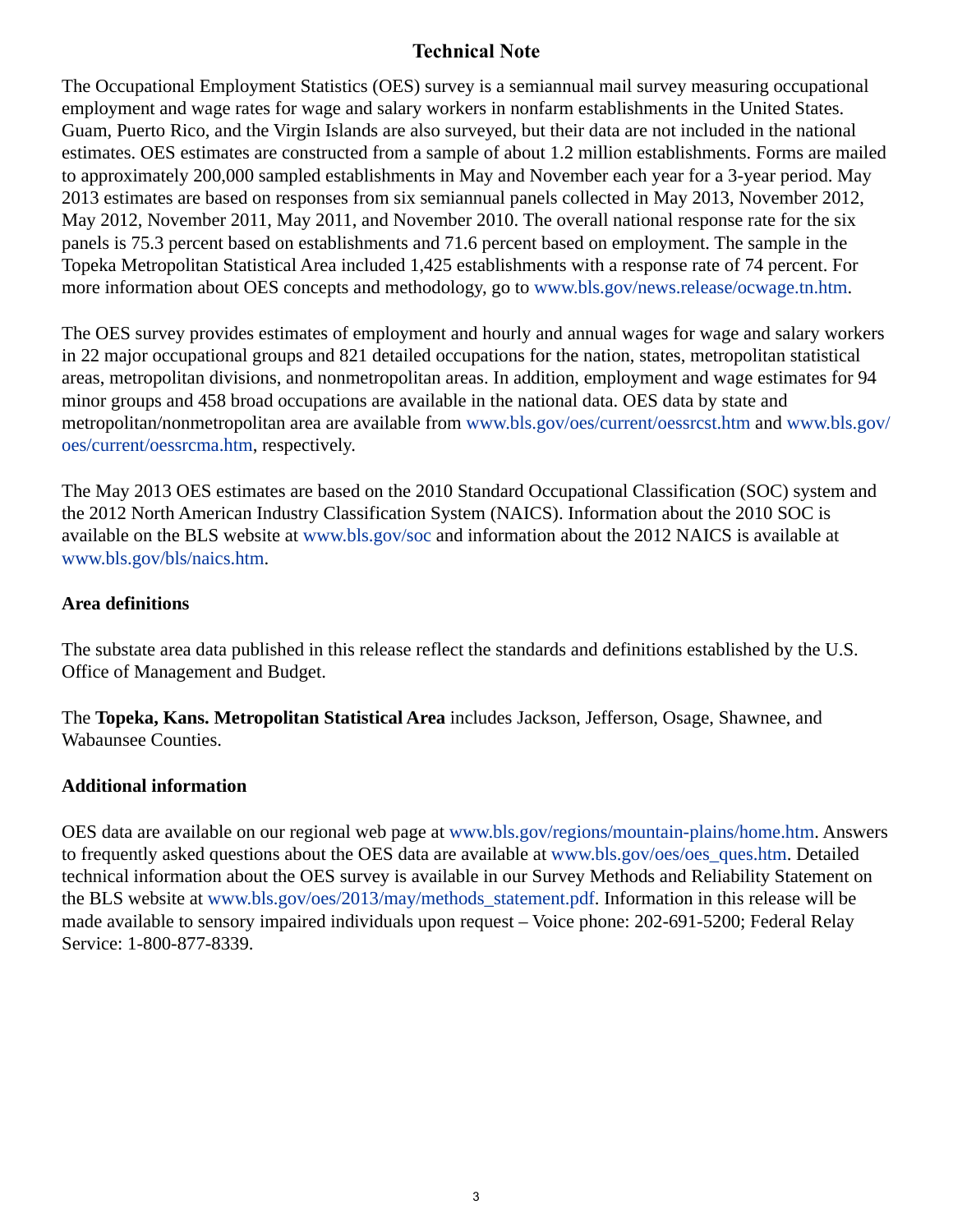# Technical Note

The Occupational Employment Statistics (OES) survey is a semiannual mail survey measuring occupational employment and wage rates for wage and salary workers in nonfarm establishments in the United States. Guam, Puerto Rico, and the Virgin Islands are also surveyed, but their data are not included in the national estimates. OES estimates are constructed from a sample of about 1.2 million establishments. Forms are mailed to approximately 200,000 sampled establishments in May and November each year for a 3-year period. May 2013 estimates are based on responses from six semiannual panels collected in May 2013, November 2012, May 2012, November 2011, May 2011, and November 2010. The overall national response rate for the six panels is 75.3 percent based on establishments and 71.6 percent based on employment. The sample in the Topeka Metropolitan Statistical Area included 1,425 establishments with a response rate of 74 percent. For more information about OES concepts and methodology, go to www.bls.gov/news.release/ocwage.tn.htm.

The OES survey provides estimates of employment and hourly and annual wages for wage and salary workers in 22 major occupational groups and 821 detailed occupations for the nation, states, metropolitan statistical areas, metropolitan divisions, and nonmetropolitan areas. In addition, employment and wage estimates for 94 minor groups and 458 broad occupations are available in the national data. OES data by state and metropolitan/nonmetropolitan area are available from www.bls.gov/oes/current/oessrcst.htm and www.bls.gov/oes/current/oessrcma.htm, respectively.

The May 2013 OES estimates are based on the 2010 Standard Occupational Classification (SOC) system and the 2012 North American Industry Classification System (NAICS). Information about the 2010 SOC is available on the BLS website at www.bls.gov/soc and information about the 2012 NAICS is available at www.bls.gov/bls/naics.htm.

## Area definitions

The substate area data published in this release reflect the standards and definitions established by the U.S. Office of Management and Budget.

The **Topeka, Kans. Metropolitan Statistical Area** includes Jackson, Jefferson, Osage, Shawnee, and Wabaunsee Counties.

## Additional information

OES data are available on our regional web page at www.bls.gov/regions/mountain-plains/home.htm. Answers to frequently asked questions about the OES data are available at www.bls.gov/oes/oes_ques.htm. Detailed technical information about the OES survey is available in our Survey Methods and Reliability Statement on the BLS website at www.bls.gov/oes/2013/may/methods_statement.pdf. Information in this release will be made available to sensory impaired individuals upon request – Voice phone: 202-691-5200; Federal Relay Service: 1-800-877-8339.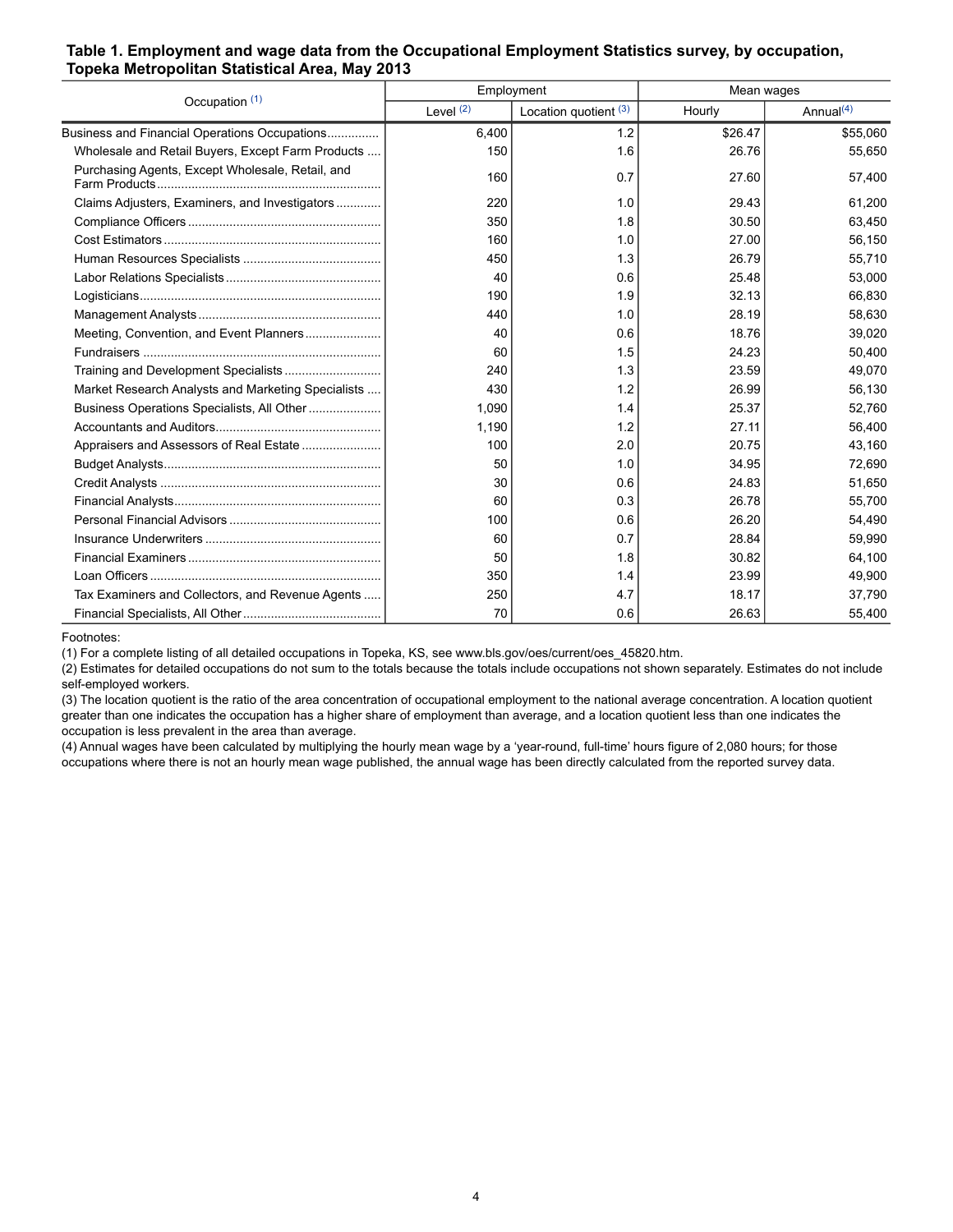**Table 1. Employment and wage data from the Occupational Employment Statistics survey, by occupation, Topeka Metropolitan Statistical Area, May 2013**

| Occupation [(1)] | Employment | | Mean wages | |
|---|---|---|---|---|
| | Level [(2)] | Location quotient [(3)] | Hourly | Annual[(4)] |
| Business and Financial Operations Occupations | 6,400 | 1.2 | $26.47 | $55,060 |
| Wholesale and Retail Buyers, Except Farm Products | 150 | 1.6 | 26.76 | 55,650 |
| Purchasing Agents, Except Wholesale, Retail, and Farm Products | 160 | 0.7 | 27.60 | 57,400 |
| Claims Adjusters, Examiners, and Investigators | 220 | 1.0 | 29.43 | 61,200 |
| Compliance Officers | 350 | 1.8 | 30.50 | 63,450 |
| Cost Estimators | 160 | 1.0 | 27.00 | 56,150 |
| Human Resources Specialists | 450 | 1.3 | 26.79 | 55,710 |
| Labor Relations Specialists | 40 | 0.6 | 25.48 | 53,000 |
| Logisticians | 190 | 1.9 | 32.13 | 66,830 |
| Management Analysts | 440 | 1.0 | 28.19 | 58,630 |
| Meeting, Convention, and Event Planners | 40 | 0.6 | 18.76 | 39,020 |
| Fundraisers | 60 | 1.5 | 24.23 | 50,400 |
| Training and Development Specialists | 240 | 1.3 | 23.59 | 49,070 |
| Market Research Analysts and Marketing Specialists | 430 | 1.2 | 26.99 | 56,130 |
| Business Operations Specialists, All Other | 1,090 | 1.4 | 25.37 | 52,760 |
| Accountants and Auditors | 1,190 | 1.2 | 27.11 | 56,400 |
| Appraisers and Assessors of Real Estate | 100 | 2.0 | 20.75 | 43,160 |
| Budget Analysts | 50 | 1.0 | 34.95 | 72,690 |
| Credit Analysts | 30 | 0.6 | 24.83 | 51,650 |
| Financial Analysts | 60 | 0.3 | 26.78 | 55,700 |
| Personal Financial Advisors | 100 | 0.6 | 26.20 | 54,490 |
| Insurance Underwriters | 60 | 0.7 | 28.84 | 59,990 |
| Financial Examiners | 50 | 1.8 | 30.82 | 64,100 |
| Loan Officers | 350 | 1.4 | 23.99 | 49,900 |
| Tax Examiners and Collectors, and Revenue Agents | 250 | 4.7 | 18.17 | 37,790 |
| Financial Specialists, All Other | 70 | 0.6 | 26.63 | 55,400 |

Footnotes:
(1) For a complete listing of all detailed occupations in Topeka, KS, see www.bls.gov/oes/current/oes_45820.htm.
(2) Estimates for detailed occupations do not sum to the totals because the totals include occupations not shown separately. Estimates do not include self-employed workers.
(3) The location quotient is the ratio of the area concentration of occupational employment to the national average concentration. A location quotient greater than one indicates the occupation has a higher share of employment than average, and a location quotient less than one indicates the occupation is less prevalent in the area than average.
(4) Annual wages have been calculated by multiplying the hourly mean wage by a 'year-round, full-time' hours figure of 2,080 hours; for those occupations where there is not an hourly mean wage published, the annual wage has been directly calculated from the reported survey data.